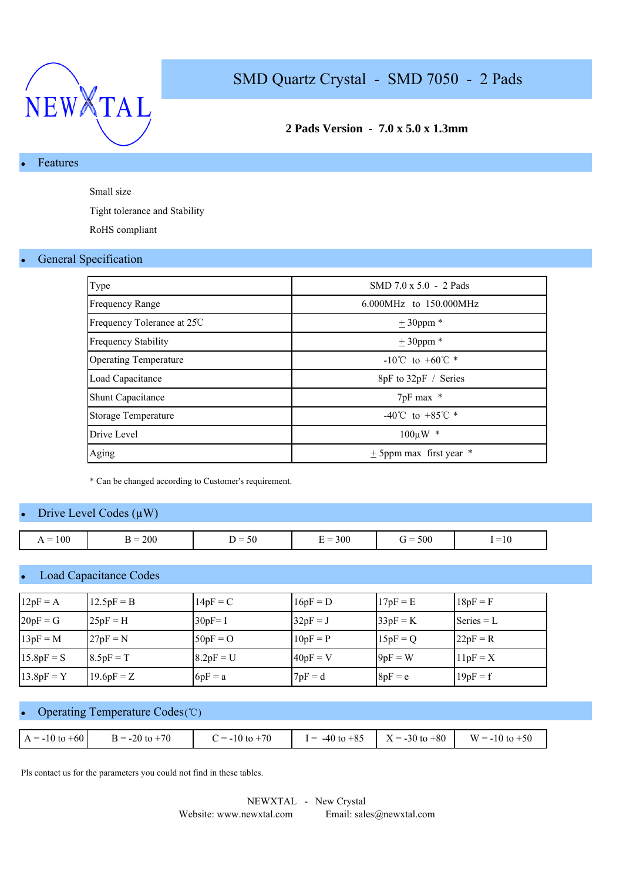NEWXTAL

# SMD Quartz Crystal - SMD 7050 - 2 Pads

**2 Pads Version - 7.0 x 5.0 x 1.3mm**

## Features

Small size

Tight tolerance and Stability

RoHS compliant

## General Specification

| Type | SMD 7.0 x 5.0 - 2 Pads |
|---|---|
| Frequency Range | 6.000MHz to 150.000MHz |
| Frequency Tolerance at 25℃ | ± 30ppm * |
| Frequency Stability | ± 30ppm * |
| Operating Temperature | -10℃ to +60℃ * |
| Load Capacitance | 8pF to 32pF / Series |
| Shunt Capacitance | 7pF max * |
| Storage Temperature | -40℃ to +85℃ * |
| Drive Level | 100µW * |
| Aging | ± 5ppm max first year * |

* Can be changed according to Customer's requirement.

## Drive Level Codes (µW)

| A = 100 | B = 200 | D = 50 | E = 300 | G = 500 | I =10 |
|---|---|---|---|---|---|

## Load Capacitance Codes

| 12pF = A | 12.5pF = B | 14pF = C | 16pF = D | 17pF = E | 18pF = F |
|---|---|---|---|---|---|
| 20pF = G | 25pF = H | 30pF= I | 32pF = J | 33pF = K | Series = L |
| 13pF = M | 27pF = N | 50pF = O | 10pF = P | 15pF = Q | 22pF = R |
| 15.8pF = S | 8.5pF = T | 8.2pF = U | 40pF = V | 9pF = W | 11pF = X |
| 13.8pF = Y | 19.6pF = Z | 6pF = a | 7pF = d | 8pF = e | 19pF = f |

## Operating Temperature Codes(℃)

| A = -10 to +60 | B = -20 to +70 | C = -10 to +70 | I = -40 to +85 | X = -30 to +80 | W = -10 to +50 |
|---|---|---|---|---|---|

Pls contact us for the parameters you could not find in these tables.

NEWXTAL - New Crystal
Website: www.newxtal.com Email: sales@newxtal.com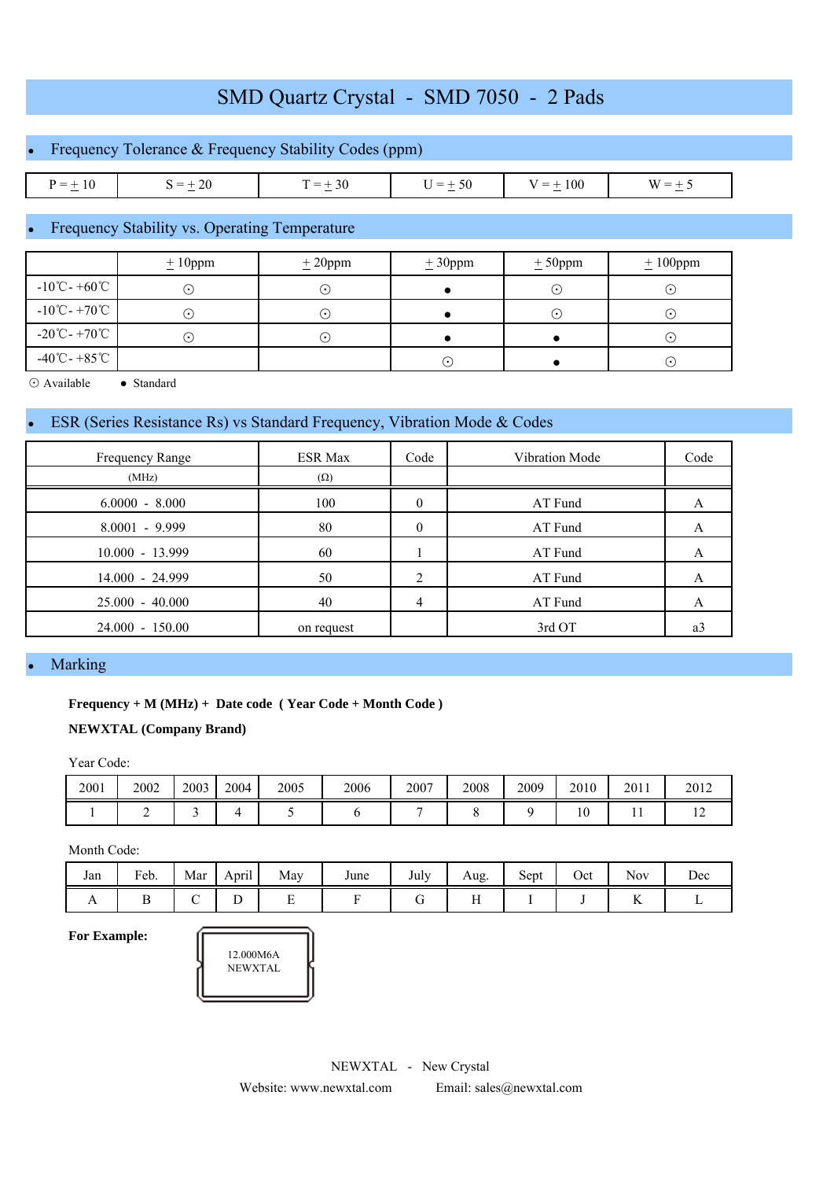# SMD Quartz Crystal - SMD 7050 - 2 Pads

## Frequency Tolerance & Frequency Stability Codes (ppm)

| P = ± 10 | S = ± 20 | T = ± 30 | U = ± 50 | V = ± 100 | W = ± 5 |
|---|---|---|---|---|---|

## Frequency Stability vs. Operating Temperature

| | ± 10ppm | ± 20ppm | ± 30ppm | ± 50ppm | ± 100ppm |
|---|---|---|---|---|---|
| -10℃- +60℃ | ⊙ | ⊙ | ● | ⊙ | ⊙ |
| -10℃- +70℃ | ⊙ | ⊙ | ● | ⊙ | ⊙ |
| -20℃- +70℃ | ⊙ | ⊙ | ● | ● | ⊙ |
| -40℃- +85℃ | | | ⊙ | ● | ⊙ |

⊙ Available ● Standard

## ESR (Series Resistance Rs) vs Standard Frequency, Vibration Mode & Codes

| Frequency Range (MHz) | ESR Max (Ω) | Code | Vibration Mode | Code |
|---|---|---|---|---|
| 6.0000 - 8.000 | 100 | 0 | AT Fund | A |
| 8.0001 - 9.999 | 80 | 0 | AT Fund | A |
| 10.000 - 13.999 | 60 | 1 | AT Fund | A |
| 14.000 - 24.999 | 50 | 2 | AT Fund | A |
| 25.000 - 40.000 | 40 | 4 | AT Fund | A |
| 24.000 - 150.00 | on request | | 3rd OT | a3 |

## Marking

**Frequency + M (MHz) + Date code ( Year Code + Month Code )**

**NEWXTAL (Company Brand)**

Year Code:

| 2001 | 2002 | 2003 | 2004 | 2005 | 2006 | 2007 | 2008 | 2009 | 2010 | 2011 | 2012 |
|---|---|---|---|---|---|---|---|---|---|---|---|
| 1 | 2 | 3 | 4 | 5 | 6 | 7 | 8 | 9 | 10 | 11 | 12 |

Month Code:

| Jan | Feb. | Mar | April | May | June | July | Aug. | Sept | Oct | Nov | Dec |
|---|---|---|---|---|---|---|---|---|---|---|---|
| A | B | C | D | E | F | G | H | I | J | K | L |

**For Example:**

12.000M6A
NEWXTAL

NEWXTAL - New Crystal

Website: www.newxtal.com Email: sales@newxtal.com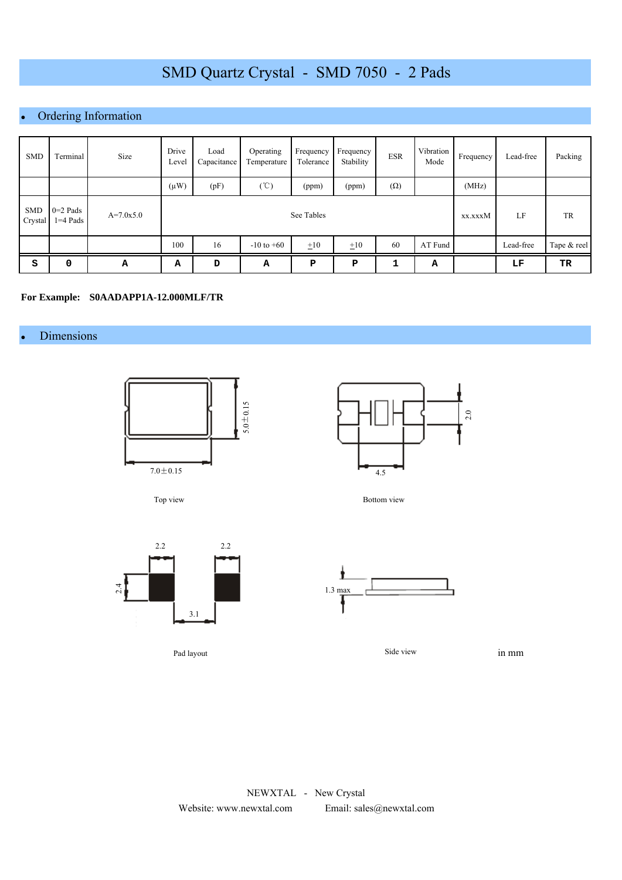# SMD Quartz Crystal - SMD 7050 - 2 Pads

## Ordering Information

| SMD | Terminal | Size | Drive Level | Load Capacitance | Operating Temperature | Frequency Tolerance | Frequency Stability | ESR | Vibration Mode | Frequency | Lead-free | Packing |
|---|---|---|---|---|---|---|---|---|---|---|---|---|
| | | | (μW) | (pF) | (℃) | (ppm) | (ppm) | (Ω) | | (MHz) | | |
| SMD Crystal | 0=2 Pads 1=4 Pads | A=7.0x5.0 | See Tables | | | | | | | xx.xxxM | LF | TR |
| | | | 100 | 16 | -10 to +60 | ±10 | ±10 | 60 | AT Fund | | Lead-free | Tape & reel |
| S | 0 | A | A | D | A | P | P | 1 | A | | LF | TR |

**For Example: S0AADAPP1A-12.000MLF/TR**

## Dimensions

7.0±0.15

5.0±0.15

Top view

4.5

2.0

Bottom view

2.2 2.2

2.4

3.1

Pad layout

1.3 max

Side view

in mm

NEWXTAL - New Crystal

Website: www.newxtal.com Email: sales@newxtal.com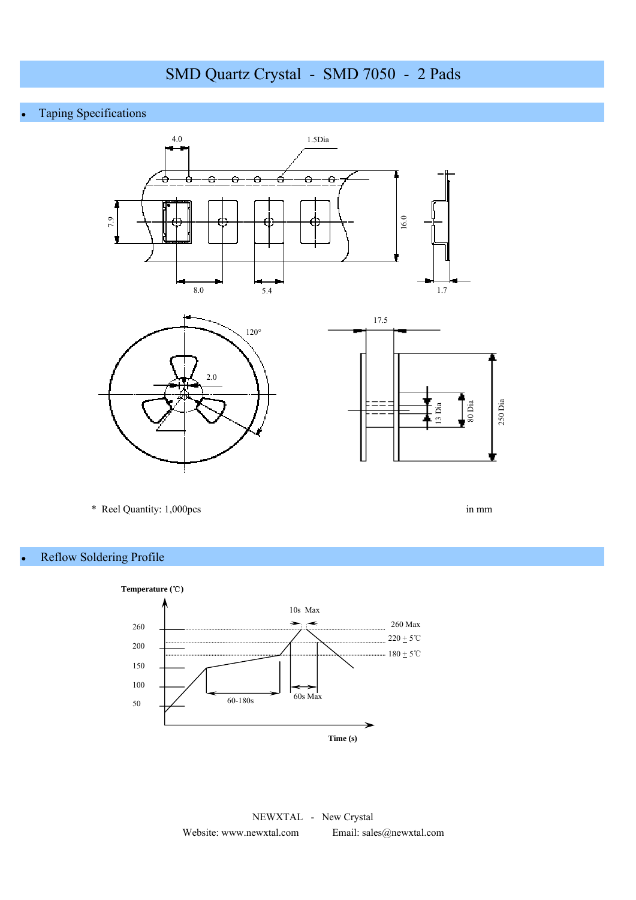# SMD Quartz Crystal - SMD 7050 - 2 Pads

## Taping Specifications

4.0

1.5Dia

7.9

16.0

8.0

5.4

1.7

120°

2.0

17.5

13 Dia

80 Dia

250 Dia

\* Reel Quantity: 1,000pcs

in mm

## Reflow Soldering Profile

Temperature (℃)

260

200

150

100

50

10s Max

260 Max

220 ± 5℃

180 ± 5℃

60-180s

60s Max

Time (s)

NEWXTAL - New Crystal

Website: www.newxtal.com Email: sales@newxtal.com